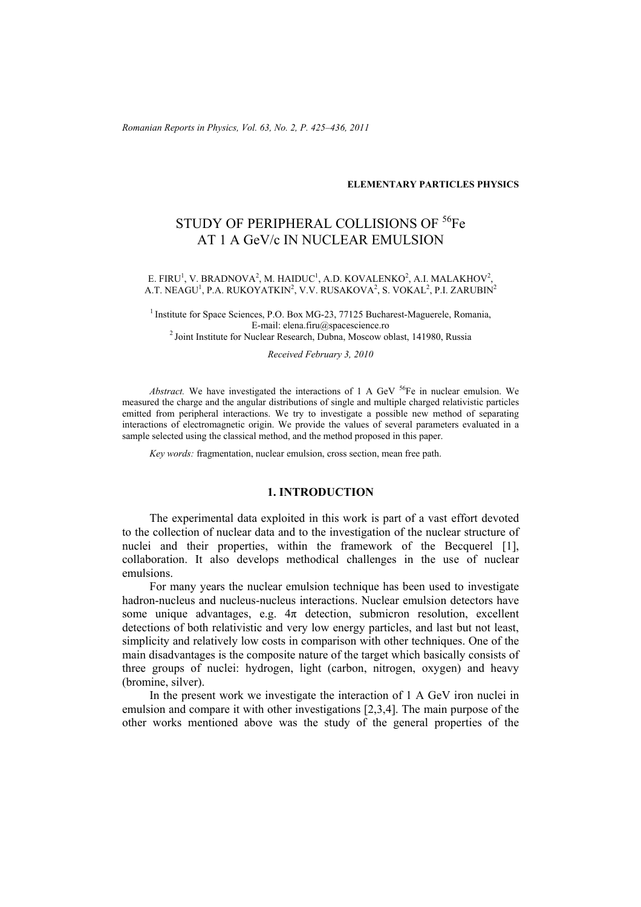**ELEMENTARY PARTICLES PHYSICS**

# STUDY OF PERIPHERAL COLLISIONS OF $^{56}$Fe AT 1 A GeV/c IN NUCLEAR EMULSION

E. FIRU[1], V. BRADNOVA[2], M. HAIDUC[1], A.D. KOVALENKO[2], A.I. MALAKHOV[2], A.T. NEAGU[1], P.A. RUKOYATKIN[2], V.V. RUSAKOVA[2], S. VOKAL[2], P.I. ZARUBIN[2]

[1] Institute for Space Sciences, P.O. Box MG-23, 77125 Bucharest-Maguerele, Romania, E-mail: elena.firu@spacescience.ro
[2] Joint Institute for Nuclear Research, Dubna, Moscow oblast, 141980, Russia

*Received February 3, 2010*

*Abstract.* We have investigated the interactions of 1 A GeV $^{56}$Fe in nuclear emulsion. We measured the charge and the angular distributions of single and multiple charged relativistic particles emitted from peripheral interactions. We try to investigate a possible new method of separating interactions of electromagnetic origin. We provide the values of several parameters evaluated in a sample selected using the classical method, and the method proposed in this paper.

*Key words:* fragmentation, nuclear emulsion, cross section, mean free path.

## 1. INTRODUCTION

The experimental data exploited in this work is part of a vast effort devoted to the collection of nuclear data and to the investigation of the nuclear structure of nuclei and their properties, within the framework of the Becquerel [1], collaboration. It also develops methodical challenges in the use of nuclear emulsions.

For many years the nuclear emulsion technique has been used to investigate hadron-nucleus and nucleus-nucleus interactions. Nuclear emulsion detectors have some unique advantages, e.g. 4π detection, submicron resolution, excellent detections of both relativistic and very low energy particles, and last but not least, simplicity and relatively low costs in comparison with other techniques. One of the main disadvantages is the composite nature of the target which basically consists of three groups of nuclei: hydrogen, light (carbon, nitrogen, oxygen) and heavy (bromine, silver).

In the present work we investigate the interaction of 1 A GeV iron nuclei in emulsion and compare it with other investigations [2,3,4]. The main purpose of the other works mentioned above was the study of the general properties of the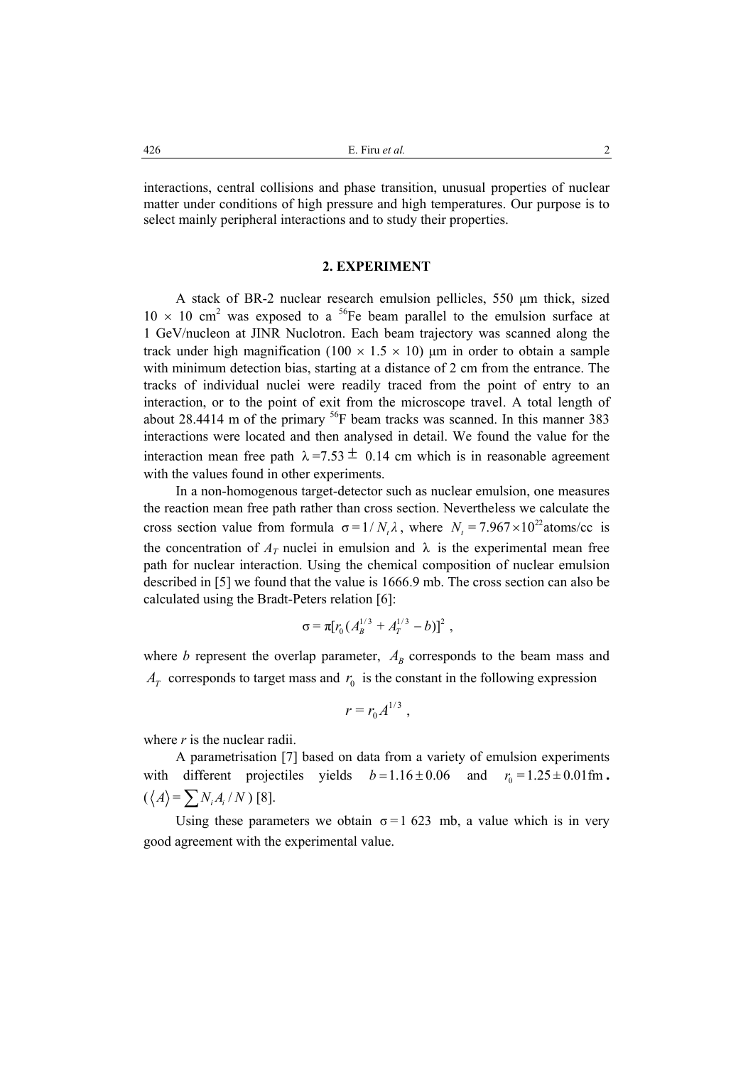interactions, central collisions and phase transition, unusual properties of nuclear matter under conditions of high pressure and high temperatures. Our purpose is to select mainly peripheral interactions and to study their properties.

## 2. EXPERIMENT

A stack of BR-2 nuclear research emulsion pellicles, 550 μm thick, sized 10 × 10 cm$^2$ was exposed to a $^{56}$Fe beam parallel to the emulsion surface at 1 GeV/nucleon at JINR Nuclotron. Each beam trajectory was scanned along the track under high magnification (100 × 1.5 × 10) μm in order to obtain a sample with minimum detection bias, starting at a distance of 2 cm from the entrance. The tracks of individual nuclei were readily traced from the point of entry to an interaction, or to the point of exit from the microscope travel. A total length of about 28.4414 m of the primary $^{56}$F beam tracks was scanned. In this manner 383 interactions were located and then analysed in detail. We found the value for the interaction mean free path $\lambda = 7.53 \pm 0.14$ cm which is in reasonable agreement with the values found in other experiments.

In a non-homogenous target-detector such as nuclear emulsion, one measures the reaction mean free path rather than cross section. Nevertheless we calculate the cross section value from formula $\sigma = 1/N_t\lambda$, where $N_t = 7.967\times10^{22}$atoms/cc is the concentration of $A_T$ nuclei in emulsion and $\lambda$ is the experimental mean free path for nuclear interaction. Using the chemical composition of nuclear emulsion described in [5] we found that the value is 1666.9 mb. The cross section can also be calculated using the Bradt-Peters relation [6]:

$$\sigma = \pi[r_0(A_B^{1/3} + A_T^{1/3} - b)]^2 ,$$

where $b$ represent the overlap parameter, $A_B$ corresponds to the beam mass and $A_T$ corresponds to target mass and $r_0$ is the constant in the following expression

$$r = r_0 A^{1/3} ,$$

where $r$ is the nuclear radii.

A parametrisation [7] based on data from a variety of emulsion experiments with different projectiles yields $b = 1.16 \pm 0.06$ and $r_0 = 1.25 \pm 0.01\text{fm}$. ($\langle A\rangle = \sum N_i A_i / N$) [8].

Using these parameters we obtain $\sigma = 1\ 623$ mb, a value which is in very good agreement with the experimental value.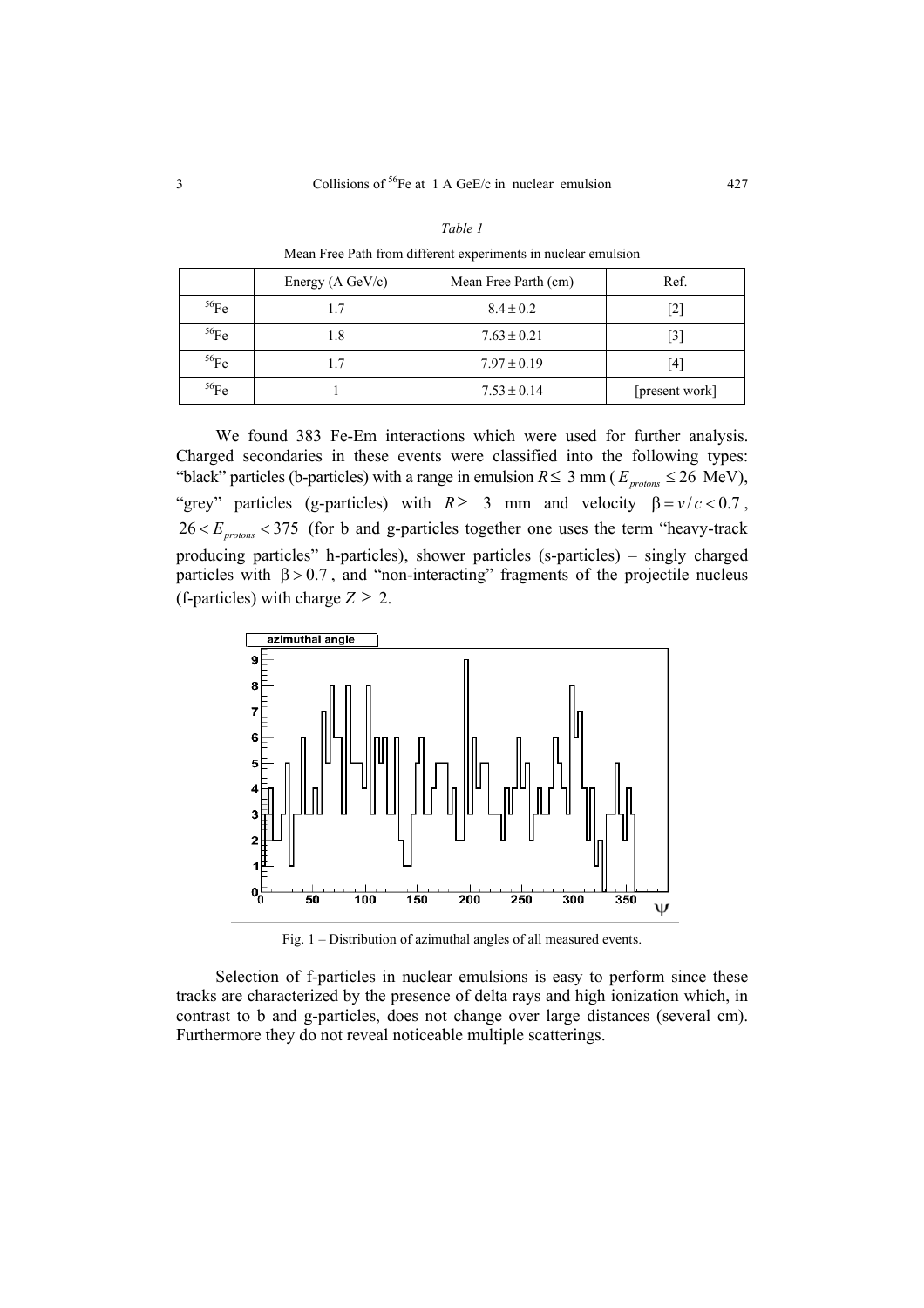*Table 1*

Mean Free Path from different experiments in nuclear emulsion

| | Energy (A GeV/c) | Mean Free Parth (cm) | Ref. |
|---|---|---|---|
| $^{56}$Fe | 1.7 | $8.4 \pm 0.2$ | [2] |
| $^{56}$Fe | 1.8 | $7.63 \pm 0.21$ | [3] |
| $^{56}$Fe | 1.7 | $7.97 \pm 0.19$ | [4] |
| $^{56}$Fe | 1 | $7.53 \pm 0.14$ | [present work] |

We found 383 Fe-Em interactions which were used for further analysis. Charged secondaries in these events were classified into the following types: "black" particles (b-particles) with a range in emulsion $R \leq 3$ mm ($E_{protons} \leq 26$ MeV), "grey" particles (g-particles) with $R \geq 3$ mm and velocity $\beta = v/c < 0.7$, $26 < E_{protons} < 375$ (for b and g-particles together one uses the term "heavy-track producing particles" h-particles), shower particles (s-particles) – singly charged particles with $\beta > 0.7$, and "non-interacting" fragments of the projectile nucleus (f-particles) with charge $Z \geq 2$.

Fig. 1 – Distribution of azimuthal angles of all measured events.

Selection of f-particles in nuclear emulsions is easy to perform since these tracks are characterized by the presence of delta rays and high ionization which, in contrast to b and g-particles, does not change over large distances (several cm). Furthermore they do not reveal noticeable multiple scatterings.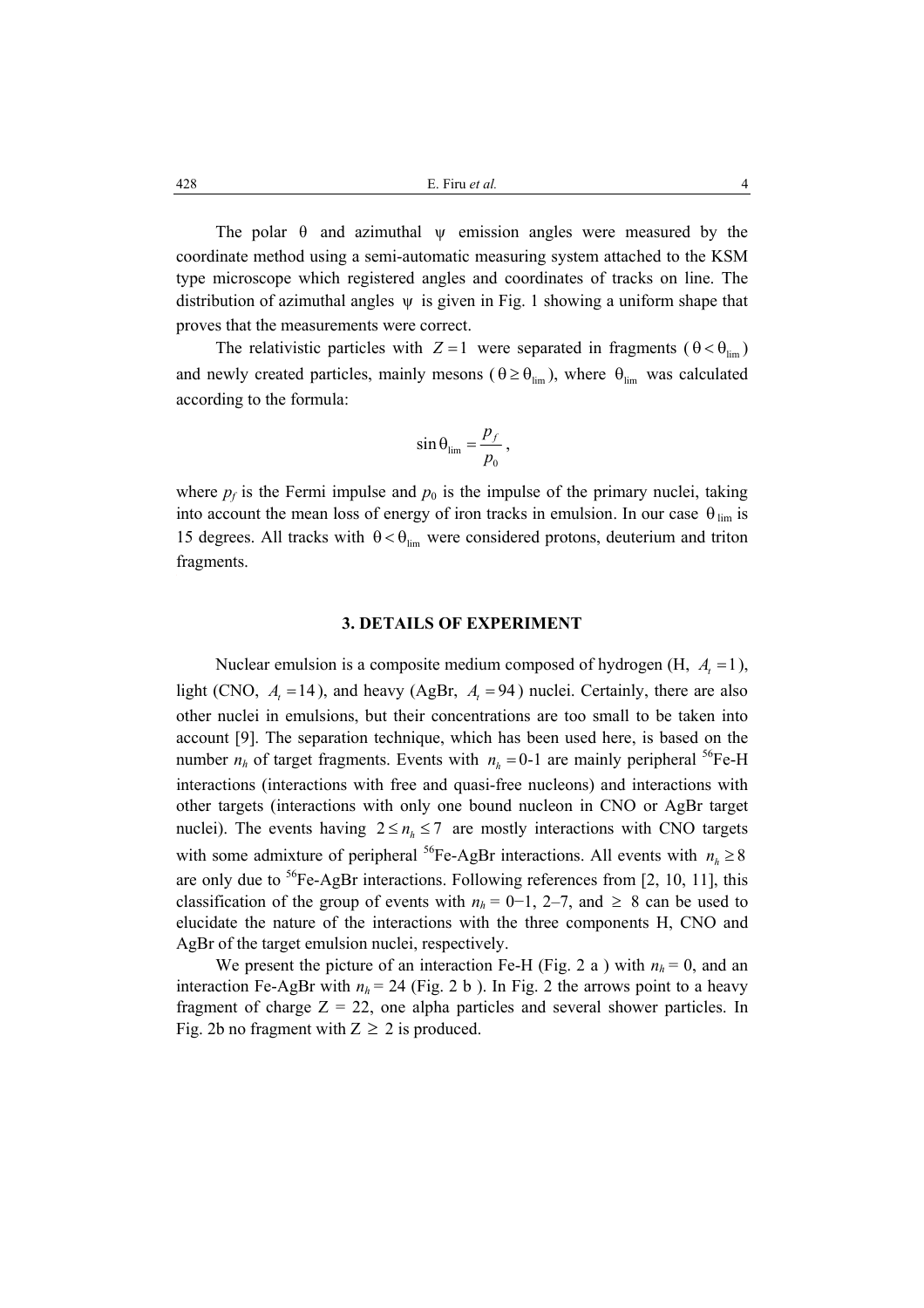The polar $\theta$ and azimuthal $\psi$ emission angles were measured by the coordinate method using a semi-automatic measuring system attached to the KSM type microscope which registered angles and coordinates of tracks on line. The distribution of azimuthal angles $\psi$ is given in Fig. 1 showing a uniform shape that proves that the measurements were correct.

The relativistic particles with $Z = 1$ were separated in fragments ($\theta < \theta_{\text{lim}}$) and newly created particles, mainly mesons ($\theta \geq \theta_{\text{lim}}$), where $\theta_{\text{lim}}$ was calculated according to the formula:

$$\sin\theta_{\text{lim}} = \frac{p_f}{p_0},$$

where $p_f$ is the Fermi impulse and $p_0$ is the impulse of the primary nuclei, taking into account the mean loss of energy of iron tracks in emulsion. In our case $\theta_{\text{lim}}$ is 15 degrees. All tracks with $\theta < \theta_{\text{lim}}$ were considered protons, deuterium and triton fragments.

## 3. DETAILS OF EXPERIMENT

Nuclear emulsion is a composite medium composed of hydrogen (H, $A_t = 1$), light (CNO, $A_t = 14$), and heavy (AgBr, $A_t = 94$) nuclei. Certainly, there are also other nuclei in emulsions, but their concentrations are too small to be taken into account [9]. The separation technique, which has been used here, is based on the number $n_h$ of target fragments. Events with $n_h = 0\text{-}1$ are mainly peripheral $^{56}$Fe-H interactions (interactions with free and quasi-free nucleons) and interactions with other targets (interactions with only one bound nucleon in CNO or AgBr target nuclei). The events having $2 \leq n_h \leq 7$ are mostly interactions with CNO targets with some admixture of peripheral $^{56}$Fe-AgBr interactions. All events with $n_h \geq 8$ are only due to $^{56}$Fe-AgBr interactions. Following references from [2, 10, 11], this classification of the group of events with $n_h$ = 0−1, 2–7, and ≥ 8 can be used to elucidate the nature of the interactions with the three components H, CNO and AgBr of the target emulsion nuclei, respectively.

We present the picture of an interaction Fe-H (Fig. 2 a ) with $n_h$ = 0, and an interaction Fe-AgBr with $n_h$ = 24 (Fig. 2 b ). In Fig. 2 the arrows point to a heavy fragment of charge Z = 22, one alpha particles and several shower particles. In Fig. 2b no fragment with Z ≥ 2 is produced.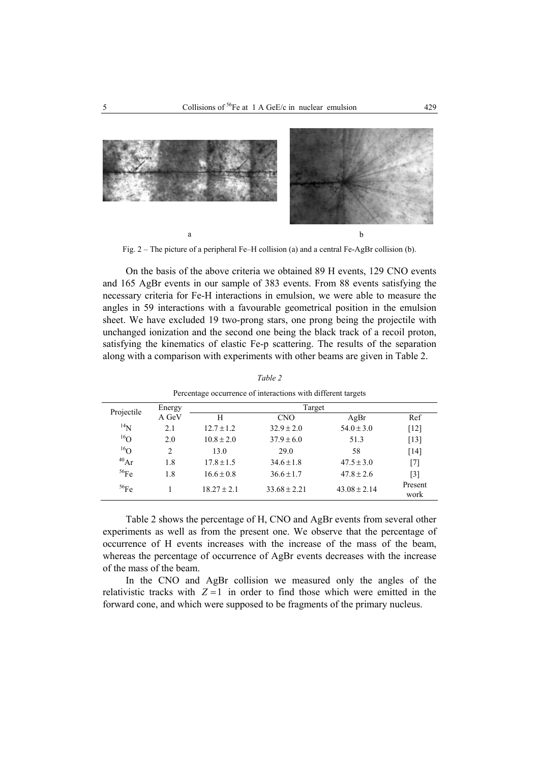a b

Fig. 2 – The picture of a peripheral Fe–H collision (a) and a central Fe-AgBr collision (b).

On the basis of the above criteria we obtained 89 H events, 129 CNO events and 165 AgBr events in our sample of 383 events. From 88 events satisfying the necessary criteria for Fe-H interactions in emulsion, we were able to measure the angles in 59 interactions with a favourable geometrical position in the emulsion sheet. We have excluded 19 two-prong stars, one prong being the projectile with unchanged ionization and the second one being the black track of a recoil proton, satisfying the kinematics of elastic Fe-p scattering. The results of the separation along with a comparison with experiments with other beams are given in Table 2.

*Table 2*

Percentage occurrence of interactions with different targets

| Projectile | Energy A GeV | Target | | | |
|---|---|---|---|---|---|
| | | H | CNO | AgBr | Ref |
| $^{14}$N | 2.1 | $12.7 \pm 1.2$ | $32.9 \pm 2.0$ | $54.0 \pm 3.0$ | [12] |
| $^{16}$O | 2.0 | $10.8 \pm 2.0$ | $37.9 \pm 6.0$ | 51.3 | [13] |
| $^{16}$O | 2 | 13.0 | 29.0 | 58 | [14] |
| $^{40}$Ar | 1.8 | $17.8 \pm 1.5$ | $34.6 \pm 1.8$ | $47.5 \pm 3.0$ | [7] |
| $^{56}$Fe | 1.8 | $16.6 \pm 0.8$ | $36.6 \pm 1.7$ | $47.8 \pm 2.6$ | [3] |
| $^{56}$Fe | 1 | $18.27 \pm 2.1$ | $33.68 \pm 2.21$ | $43.08 \pm 2.14$ | Present work |

Table 2 shows the percentage of H, CNO and AgBr events from several other experiments as well as from the present one. We observe that the percentage of occurrence of H events increases with the increase of the mass of the beam, whereas the percentage of occurrence of AgBr events decreases with the increase of the mass of the beam.

In the CNO and AgBr collision we measured only the angles of the relativistic tracks with $Z = 1$ in order to find those which were emitted in the forward cone, and which were supposed to be fragments of the primary nucleus.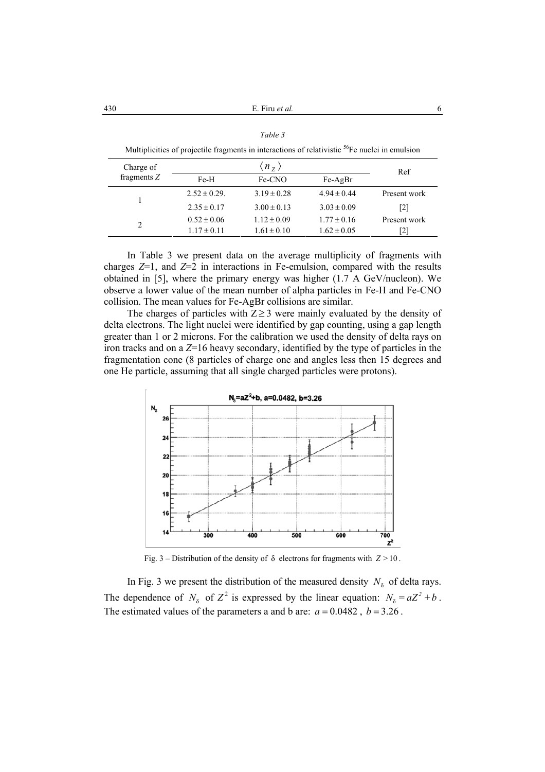*Table 3*

Multiplicities of projectile fragments in interactions of relativistic $^{56}$Fe nuclei in emulsion

| Charge of fragments $Z$ | $\langle n_Z \rangle$ | | | Ref |
|---|---|---|---|---|
| | Fe-H | Fe-CNO | Fe-AgBr | |
| 1 | $2.52 \pm 0.29.$ | $3.19 \pm 0.28$ | $4.94 \pm 0.44$ | Present work |
| | $2.35 \pm 0.17$ | $3.00 \pm 0.13$ | $3.03 \pm 0.09$ | [2] |
| 2 | $0.52 \pm 0.06$ | $1.12 \pm 0.09$ | $1.77 \pm 0.16$ | Present work |
| | $1.17 \pm 0.11$ | $1.61 \pm 0.10$ | $1.62 \pm 0.05$ | [2] |

In Table 3 we present data on the average multiplicity of fragments with charges $Z$=1, and $Z$=2 in interactions in Fe-emulsion, compared with the results obtained in [5], where the primary energy was higher (1.7 A GeV/nucleon). We observe a lower value of the mean number of alpha particles in Fe-H and Fe-CNO collision. The mean values for Fe-AgBr collisions are similar.

The charges of particles with $Z \geq 3$ were mainly evaluated by the density of delta electrons. The light nuclei were identified by gap counting, using a gap length greater than 1 or 2 microns. For the calibration we used the density of delta rays on iron tracks and on a $Z$=16 heavy secondary, identified by the type of particles in the fragmentation cone (8 particles of charge one and angles less then 15 degrees and one He particle, assuming that all single charged particles were protons).

Fig. 3 – Distribution of the density of $\delta$ electrons for fragments with $Z > 10$.

In Fig. 3 we present the distribution of the measured density $N_\delta$ of delta rays. The dependence of $N_\delta$ of $Z^2$ is expressed by the linear equation: $N_\delta = aZ^2 + b$. The estimated values of the parameters a and b are: $a = 0.0482$, $b = 3.26$.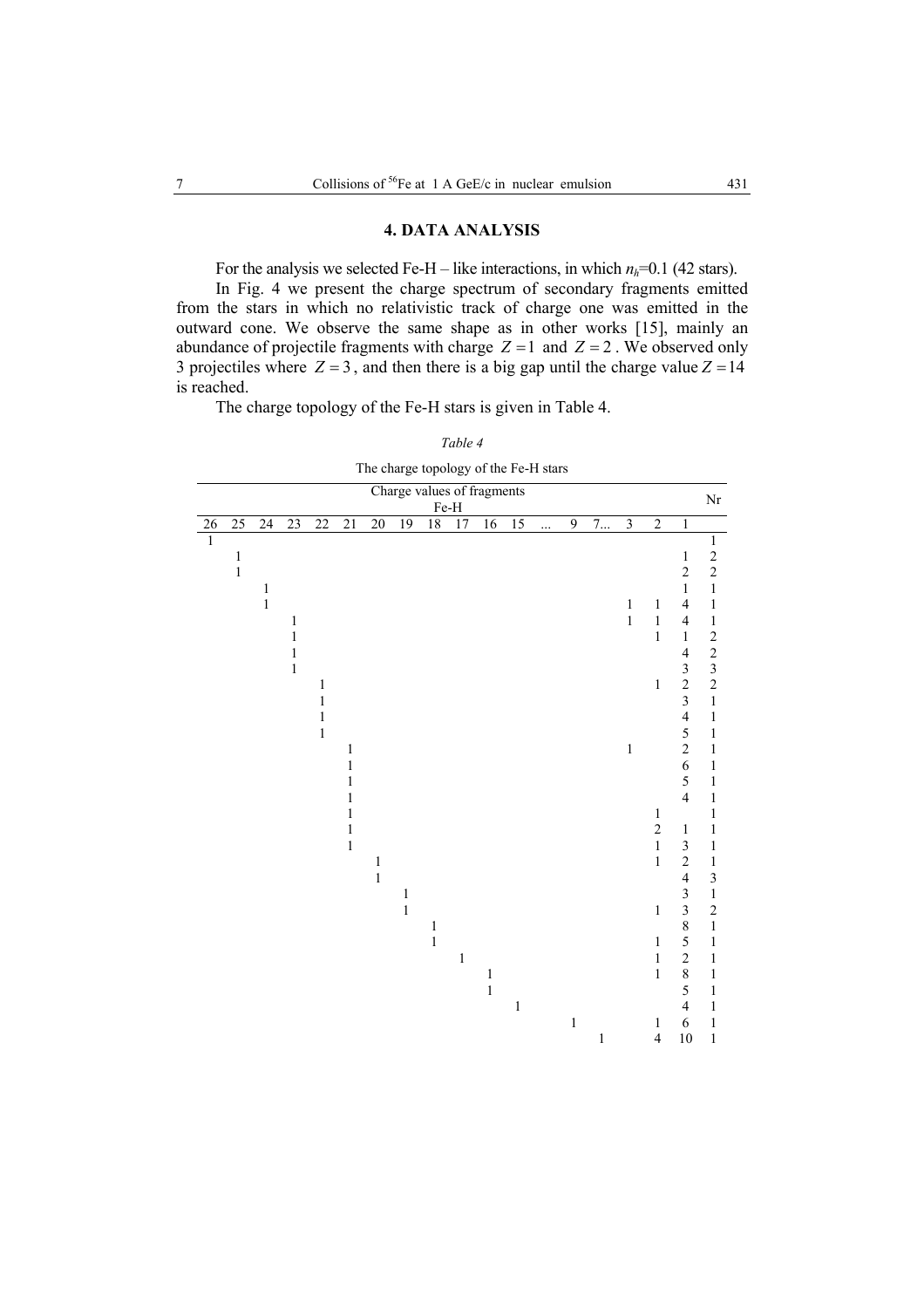## 4. DATA ANALYSIS

For the analysis we selected Fe-H – like interactions, in which $n_h$=0.1 (42 stars).

In Fig. 4 we present the charge spectrum of secondary fragments emitted from the stars in which no relativistic track of charge one was emitted in the outward cone. We observe the same shape as in other works [15], mainly an abundance of projectile fragments with charge $Z = 1$ and $Z = 2$. We observed only 3 projectiles where $Z = 3$, and then there is a big gap until the charge value $Z = 14$ is reached.

The charge topology of the Fe-H stars is given in Table 4.

*Table 4*

The charge topology of the Fe-H stars

| Charge values of fragments Fe-H | | | | | | | | | | | | | | | | | | Nr |
|---|---|---|---|---|---|---|---|---|---|---|---|---|---|---|---|---|---|---|
| 26 | 25 | 24 | 23 | 22 | 21 | 20 | 19 | 18 | 17 | 16 | 15 | ... | 9 | 7... | 3 | 2 | 1 | |
| 1 | | | | | | | | | | | | | | | | | | 1 |
| | 1 | | | | | | | | | | | | | | | | 1 | 2 |
| | 1 | | | | | | | | | | | | | | | | 2 | 2 |
| | | 1 | | | | | | | | | | | | | | | 1 | 1 |
| | | 1 | | | | | | | | | | | | | 1 | 1 | 4 | 1 |
| | | | 1 | | | | | | | | | | | | 1 | 1 | 4 | 1 |
| | | | 1 | | | | | | | | | | | | | 1 | 1 | 2 |
| | | | 1 | | | | | | | | | | | | | | 4 | 2 |
| | | | 1 | | | | | | | | | | | | | | 3 | 3 |
| | | | | 1 | | | | | | | | | | | | 1 | 2 | 2 |
| | | | | 1 | | | | | | | | | | | | | 3 | 1 |
| | | | | 1 | | | | | | | | | | | | | 4 | 1 |
| | | | | 1 | | | | | | | | | | | | | 5 | 1 |
| | | | | | 1 | | | | | | | | | | 1 | | 2 | 1 |
| | | | | | 1 | | | | | | | | | | | | 6 | 1 |
| | | | | | 1 | | | | | | | | | | | | 5 | 1 |
| | | | | | 1 | | | | | | | | | | | | 4 | 1 |
| | | | | | 1 | | | | | | | | | | | 1 | | 1 |
| | | | | | 1 | | | | | | | | | | | 2 | 1 | 1 |
| | | | | | 1 | | | | | | | | | | | 1 | 3 | 1 |
| | | | | | | 1 | | | | | | | | | | 1 | 2 | 1 |
| | | | | | | 1 | | | | | | | | | | | 4 | 3 |
| | | | | | | | 1 | | | | | | | | | | 3 | 1 |
| | | | | | | | 1 | | | | | | | | | 1 | 3 | 2 |
| | | | | | | | | 1 | | | | | | | | | 8 | 1 |
| | | | | | | | | 1 | | | | | | | | 1 | 5 | 1 |
| | | | | | | | | | 1 | | | | | | | 1 | 2 | 1 |
| | | | | | | | | | | 1 | | | | | | 1 | 8 | 1 |
| | | | | | | | | | | 1 | | | | | | | 5 | 1 |
| | | | | | | | | | | | 1 | | | | | | 4 | 1 |
| | | | | | | | | | | | | | 1 | | | 1 | 6 | 1 |
| | | | | | | | | | | | | | | 1 | | 4 | 10 | 1 |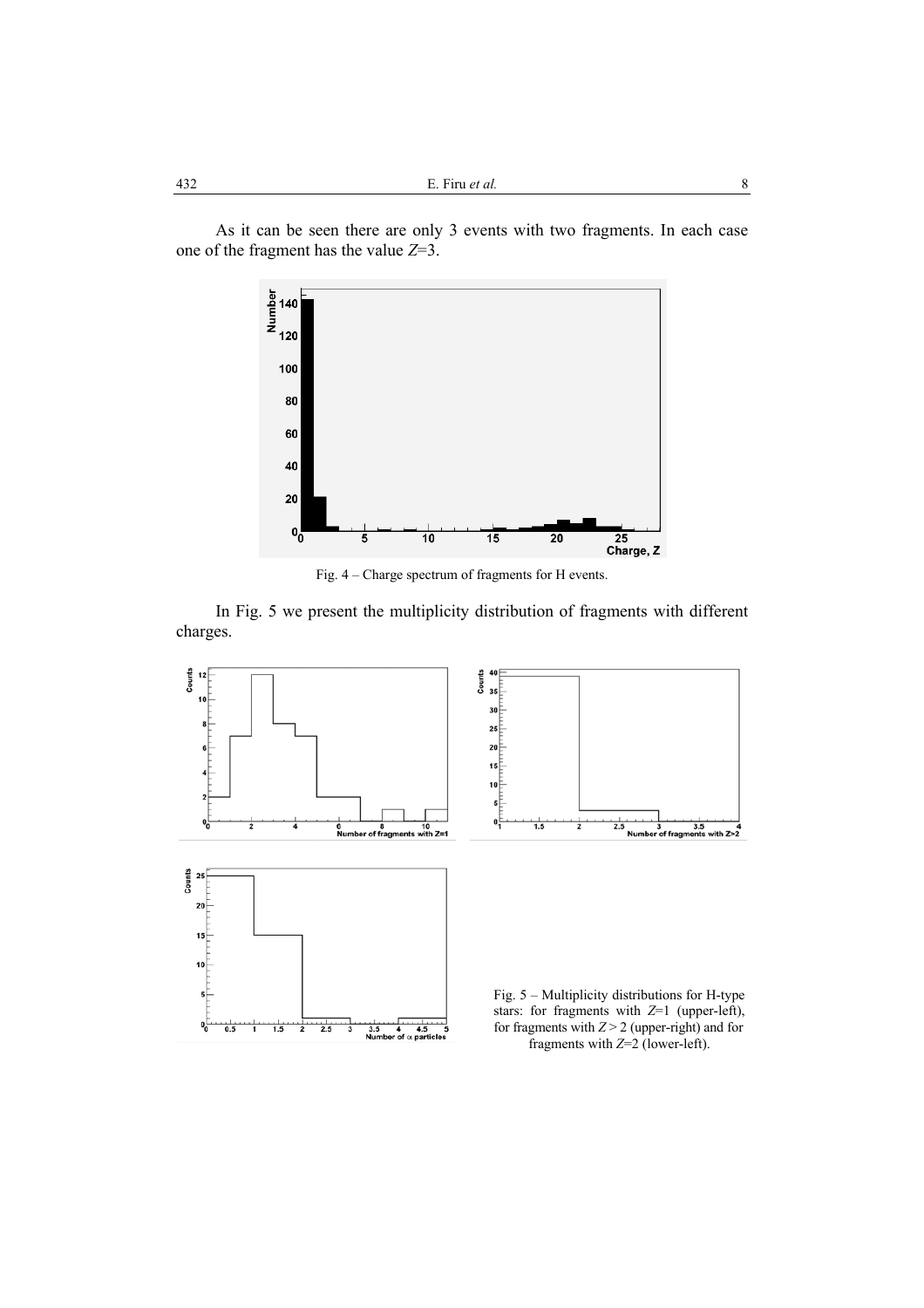As it can be seen there are only 3 events with two fragments. In each case one of the fragment has the value $Z$=3.

Fig. 4 – Charge spectrum of fragments for H events.

In Fig. 5 we present the multiplicity distribution of fragments with different charges.

Fig. 5 – Multiplicity distributions for H-type stars: for fragments with $Z$=1 (upper-left), for fragments with $Z > 2$ (upper-right) and for fragments with $Z$=2 (lower-left).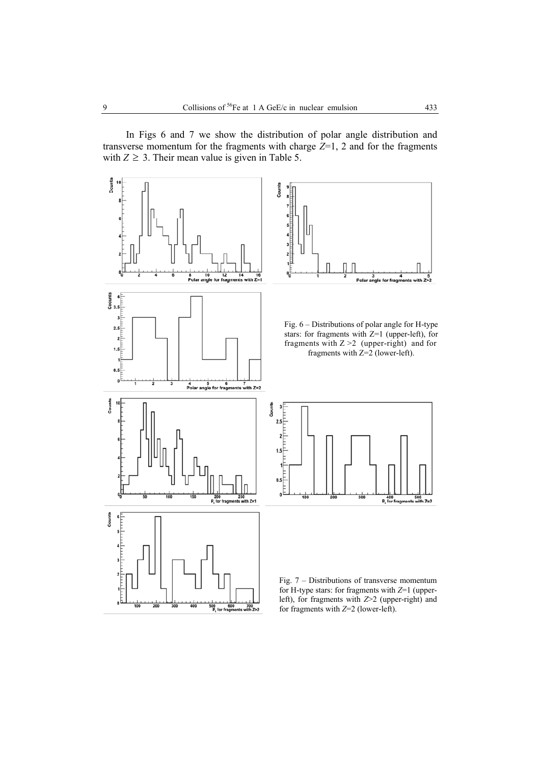In Figs 6 and 7 we show the distribution of polar angle distribution and transverse momentum for the fragments with charge $Z$=1, 2 and for the fragments with $Z \geq 3$. Their mean value is given in Table 5.

Fig. 6 – Distributions of polar angle for H-type stars: for fragments with Z=1 (upper-left), for fragments with Z >2 (upper-right) and for fragments with Z=2 (lower-left).

Fig. 7 – Distributions of transverse momentum for H-type stars: for fragments with $Z$=1 (upper-left), for fragments with $Z$>2 (upper-right) and for fragments with $Z$=2 (lower-left).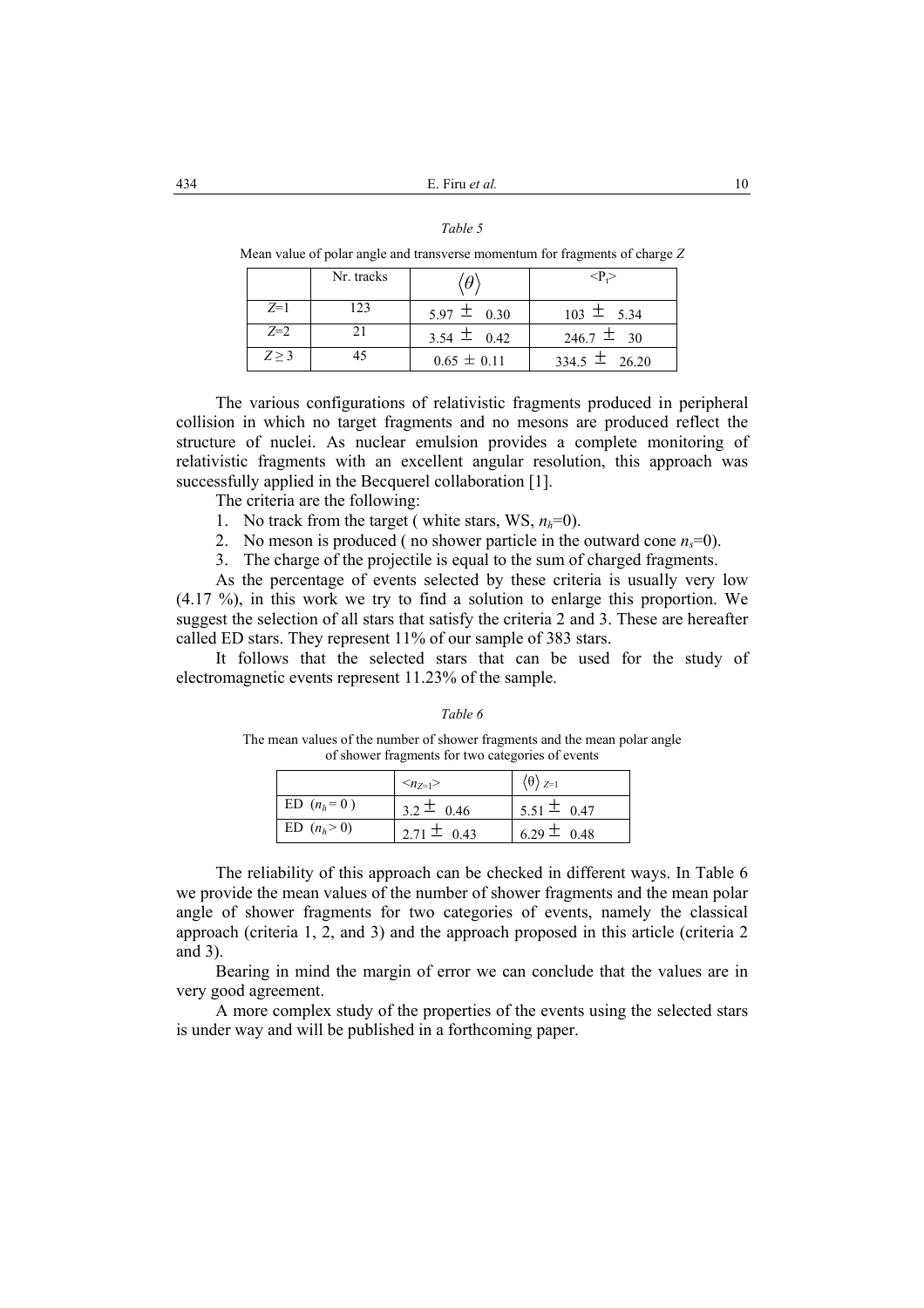*Table 5*

Mean value of polar angle and transverse momentum for fragments of charge $Z$

| | Nr. tracks | $\langle\theta\rangle$ | $\langle P_t \rangle$ |
|---|---|---|---|
| $Z$=1 | 123 | $5.97 \pm 0.30$ | $103 \pm 5.34$ |
| $Z$=2 | 21 | $3.54 \pm 0.42$ | $246.7 \pm 30$ |
| $Z \geq 3$ | 45 | $0.65 \pm 0.11$ | $334.5 \pm 26.20$ |

The various configurations of relativistic fragments produced in peripheral collision in which no target fragments and no mesons are produced reflect the structure of nuclei. As nuclear emulsion provides a complete monitoring of relativistic fragments with an excellent angular resolution, this approach was successfully applied in the Becquerel collaboration [1].

The criteria are the following:

1. No track from the target ( white stars, WS, $n_h$=0).
2. No meson is produced ( no shower particle in the outward cone $n_s$=0).
3. The charge of the projectile is equal to the sum of charged fragments.

As the percentage of events selected by these criteria is usually very low (4.17 %), in this work we try to find a solution to enlarge this proportion. We suggest the selection of all stars that satisfy the criteria 2 and 3. These are hereafter called ED stars. They represent 11% of our sample of 383 stars.

It follows that the selected stars that can be used for the study of electromagnetic events represent 11.23% of the sample.

*Table 6*

The mean values of the number of shower fragments and the mean polar angle of shower fragments for two categories of events

| | $\langle n_{Z=1} \rangle$ | $\langle\theta\rangle_{Z=1}$ |
|---|---|---|
| ED ($n_h$= 0 ) | $3.2 \pm 0.46$ | $5.51 \pm 0.47$ |
| ED ($n_h$> 0) | $2.71 \pm 0.43$ | $6.29 \pm 0.48$ |

The reliability of this approach can be checked in different ways. In Table 6 we provide the mean values of the number of shower fragments and the mean polar angle of shower fragments for two categories of events, namely the classical approach (criteria 1, 2, and 3) and the approach proposed in this article (criteria 2 and 3).

Bearing in mind the margin of error we can conclude that the values are in very good agreement.

A more complex study of the properties of the events using the selected stars is under way and will be published in a forthcoming paper.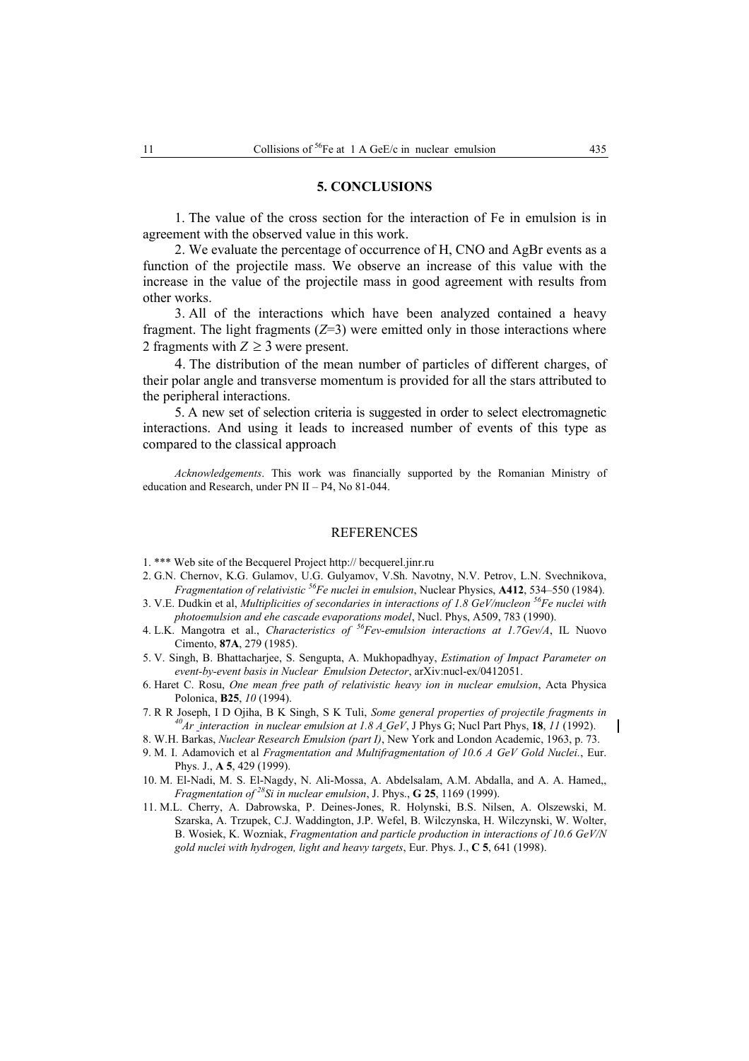## 5. CONCLUSIONS

1. The value of the cross section for the interaction of Fe in emulsion is in agreement with the observed value in this work.

2. We evaluate the percentage of occurrence of H, CNO and AgBr events as a function of the projectile mass. We observe an increase of this value with the increase in the value of the projectile mass in good agreement with results from other works.

3. All of the interactions which have been analyzed contained a heavy fragment. The light fragments ($Z$=3) were emitted only in those interactions where 2 fragments with $Z \geq 3$ were present.

4. The distribution of the mean number of particles of different charges, of their polar angle and transverse momentum is provided for all the stars attributed to the peripheral interactions.

5. A new set of selection criteria is suggested in order to select electromagnetic interactions. And using it leads to increased number of events of this type as compared to the classical approach

*Acknowledgements*. This work was financially supported by the Romanian Ministry of education and Research, under PN II – P4, No 81-044.

## REFERENCES

1. *** Web site of the Becquerel Project http:// becquerel.jinr.ru
2. G.N. Chernov, K.G. Gulamov, U.G. Gulyamov, V.Sh. Navotny, N.V. Petrov, L.N. Svechnikova, *Fragmentation of relativistic $^{56}$Fe nuclei in emulsion*, Nuclear Physics, **A412**, 534–550 (1984).
3. V.E. Dudkin et al, *Multiplicities of secondaries in interactions of 1.8 GeV/nucleon $^{56}$Fe nuclei with photoemulsion and ehe cascade evaporations model*, Nucl. Phys, A509, 783 (1990).
4. L.K. Mangotra et al., *Characteristics of $^{56}$Fev-emulsion interactions at 1.7Gev/A*, IL Nuovo Cimento, **87A**, 279 (1985).
5. V. Singh, B. Bhattacharjee, S. Sengupta, A. Mukhopadhyay, *Estimation of Impact Parameter on event-by-event basis in Nuclear Emulsion Detector*, arXiv:nucl-ex/0412051.
6. Haret C. Rosu, *One mean free path of relativistic heavy ion in nuclear emulsion*, Acta Physica Polonica, **B25**, *10* (1994).
7. R R Joseph, I D Ojiha, B K Singh, S K Tuli, *Some general properties of projectile fragments in $^{40}$Ar interaction in nuclear emulsion at 1.8 A GeV*, J Phys G; Nucl Part Phys, **18**, *11* (1992).
8. W.H. Barkas, *Nuclear Research Emulsion (part I)*, New York and London Academic, 1963, p. 73.
9. M. I. Adamovich et al *Fragmentation and Multifragmentation of 10.6 A GeV Gold Nuclei.*, Eur. Phys. J., **A 5**, 429 (1999).
10. M. El-Nadi, M. S. El-Nagdy, N. Ali-Mossa, A. Abdelsalam, A.M. Abdalla, and A. A. Hamed,, *Fragmentation of $^{28}$Si in nuclear emulsion*, J. Phys., **G 25**, 1169 (1999).
11. M.L. Cherry, A. Dabrowska, P. Deines-Jones, R. Holynski, B.S. Nilsen, A. Olszewski, M. Szarska, A. Trzupek, C.J. Waddington, J.P. Wefel, B. Wilczynska, H. Wilczynski, W. Wolter, B. Wosiek, K. Wozniak, *Fragmentation and particle production in interactions of 10.6 GeV/N gold nuclei with hydrogen, light and heavy targets*, Eur. Phys. J., **C 5**, 641 (1998).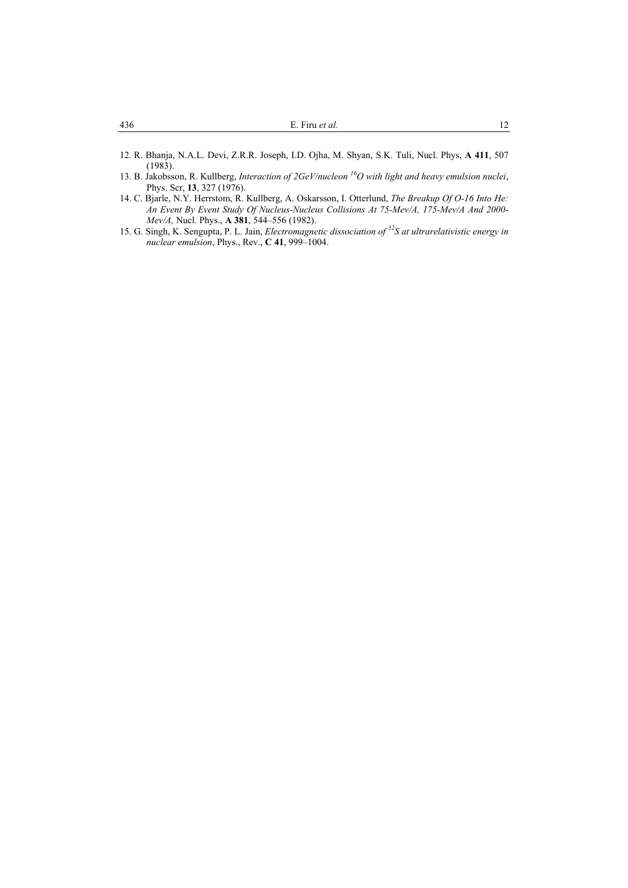12. R. Bhanja, N.A.L. Devi, Z.R.R. Joseph, I.D. Ojha, M. Shyan, S.K. Tuli, Nucl. Phys, **A 411**, 507 (1983).
13. B. Jakobsson, R. Kullberg, *Interaction of 2GeV/nucleon $^{16}O$ with light and heavy emulsion nuclei*, Phys. Scr, **13**, 327 (1976).
14. C. Bjarle, N.Y. Herrstom, R. Kullberg, A. Oskarsson, I. Otterlund, *The Breakup Of O-16 Into He: An Event By Event Study Of Nucleus-Nucleus Collisions At 75-Mev/A, 175-Mev/A And 2000-Mev/A,* Nucl. Phys., **A 381**, 544–556 (1982).
15. G. Singh, K. Sengupta, P. L. Jain, *Electromagnetic dissociation of $^{32}S$ at ultrarelativistic energy in nuclear emulsion*, Phys., Rev., **C 41**, 999–1004.